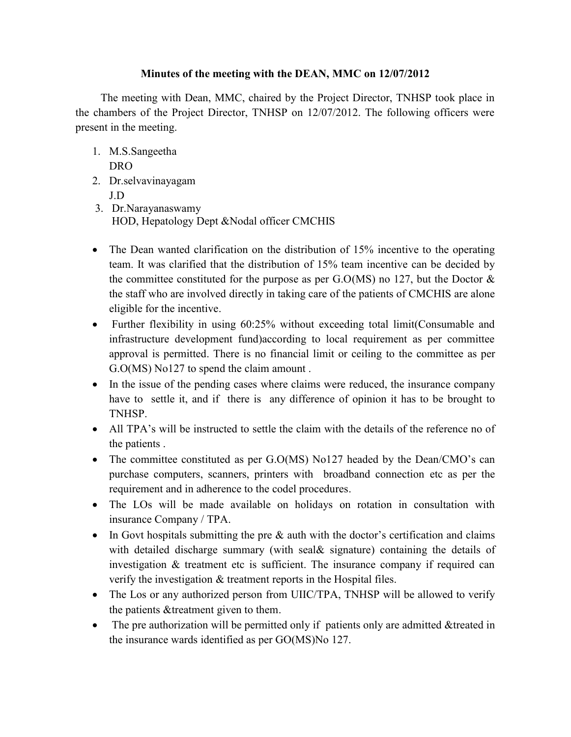**Minutes of the meeting with the DEAN, MMC on 12/07/2012**

The meeting with Dean, MMC, chaired by the Project Director, TNHSP took place in the chambers of the Project Director, TNHSP on 12/07/2012. The following officers were present in the meeting.

1. M.S.Sangeetha
   DRO
2. Dr.selvavinayagam
   J.D
3. Dr.Narayanaswamy
   HOD, Hepatology Dept &Nodal officer CMCHIS

- The Dean wanted clarification on the distribution of 15% incentive to the operating team. It was clarified that the distribution of 15% team incentive can be decided by the committee constituted for the purpose as per G.O(MS) no 127, but the Doctor & the staff who are involved directly in taking care of the patients of CMCHIS are alone eligible for the incentive.
- Further flexibility in using 60:25% without exceeding total limit(Consumable and infrastructure development fund)according to local requirement as per committee approval is permitted. There is no financial limit or ceiling to the committee as per G.O(MS) No127 to spend the claim amount .
- In the issue of the pending cases where claims were reduced, the insurance company have to settle it, and if there is any difference of opinion it has to be brought to TNHSP.
- All TPA's will be instructed to settle the claim with the details of the reference no of the patients .
- The committee constituted as per G.O(MS) No127 headed by the Dean/CMO's can purchase computers, scanners, printers with broadband connection etc as per the requirement and in adherence to the codel procedures.
- The LOs will be made available on holidays on rotation in consultation with insurance Company / TPA.
- In Govt hospitals submitting the pre & auth with the doctor's certification and claims with detailed discharge summary (with seal& signature) containing the details of investigation & treatment etc is sufficient. The insurance company if required can verify the investigation & treatment reports in the Hospital files.
- The Los or any authorized person from UIIC/TPA, TNHSP will be allowed to verify the patients &treatment given to them.
- The pre authorization will be permitted only if patients only are admitted &treated in the insurance wards identified as per GO(MS)No 127.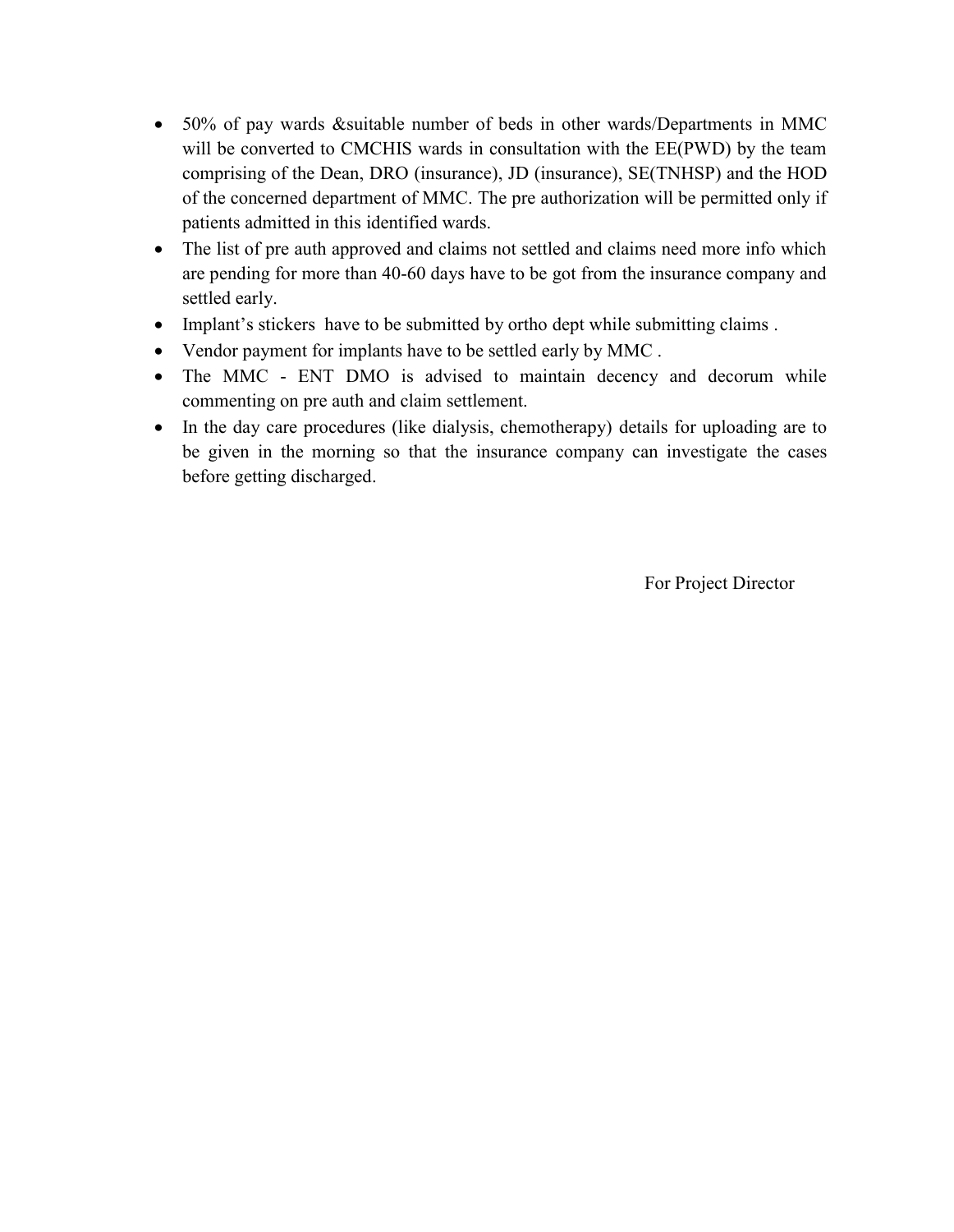- 50% of pay wards &suitable number of beds in other wards/Departments in MMC will be converted to CMCHIS wards in consultation with the EE(PWD) by the team comprising of the Dean, DRO (insurance), JD (insurance), SE(TNHSP) and the HOD of the concerned department of MMC. The pre authorization will be permitted only if patients admitted in this identified wards.
- The list of pre auth approved and claims not settled and claims need more info which are pending for more than 40-60 days have to be got from the insurance company and settled early.
- Implant's stickers have to be submitted by ortho dept while submitting claims .
- Vendor payment for implants have to be settled early by MMC .
- The MMC - ENT DMO is advised to maintain decency and decorum while commenting on pre auth and claim settlement.
- In the day care procedures (like dialysis, chemotherapy) details for uploading are to be given in the morning so that the insurance company can investigate the cases before getting discharged.

For Project Director